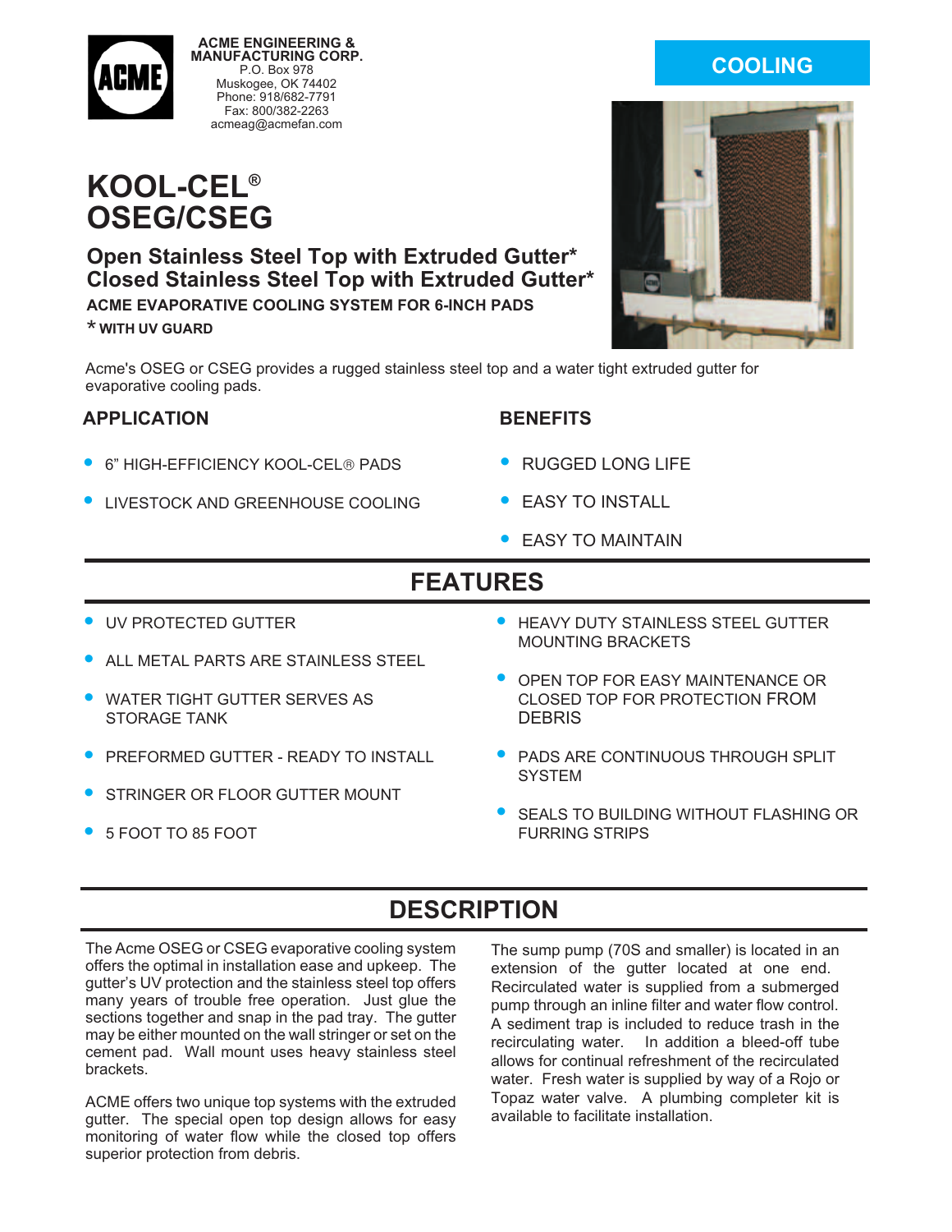ACME ENGINEERING & MANUFACTURING CORP.
P.O. Box 978
Muskogee, OK 74402
Phone: 918/682-7791
Fax: 800/382-2263
acmeag@acmefan.com

**COOLING**

# KOOL-CEL®
# OSEG/CSEG

## Open Stainless Steel Top with Extruded Gutter*
## Closed Stainless Steel Top with Extruded Gutter*

**ACME EVAPORATIVE COOLING SYSTEM FOR 6-INCH PADS**

**\* WITH UV GUARD**

Acme's OSEG or CSEG provides a rugged stainless steel top and a water tight extruded gutter for evaporative cooling pads.

## APPLICATION

- 6" HIGH-EFFICIENCY KOOL-CEL® PADS
- LIVESTOCK AND GREENHOUSE COOLING

## BENEFITS

- RUGGED LONG LIFE
- EASY TO INSTALL
- EASY TO MAINTAIN

## FEATURES

- UV PROTECTED GUTTER
- ALL METAL PARTS ARE STAINLESS STEEL
- WATER TIGHT GUTTER SERVES AS STORAGE TANK
- PREFORMED GUTTER - READY TO INSTALL
- STRINGER OR FLOOR GUTTER MOUNT
- 5 FOOT TO 85 FOOT
- HEAVY DUTY STAINLESS STEEL GUTTER MOUNTING BRACKETS
- OPEN TOP FOR EASY MAINTENANCE OR CLOSED TOP FOR PROTECTION FROM DEBRIS
- PADS ARE CONTINUOUS THROUGH SPLIT SYSTEM
- SEALS TO BUILDING WITHOUT FLASHING OR FURRING STRIPS

## DESCRIPTION

The Acme OSEG or CSEG evaporative cooling system offers the optimal in installation ease and upkeep. The gutter's UV protection and the stainless steel top offers many years of trouble free operation. Just glue the sections together and snap in the pad tray. The gutter may be either mounted on the wall stringer or set on the cement pad. Wall mount uses heavy stainless steel brackets.

ACME offers two unique top systems with the extruded gutter. The special open top design allows for easy monitoring of water flow while the closed top offers superior protection from debris.

The sump pump (70S and smaller) is located in an extension of the gutter located at one end. Recirculated water is supplied from a submerged pump through an inline filter and water flow control. A sediment trap is included to reduce trash in the recirculating water. In addition a bleed-off tube allows for continual refreshment of the recirculated water. Fresh water is supplied by way of a Rojo or Topaz water valve. A plumbing completer kit is available to facilitate installation.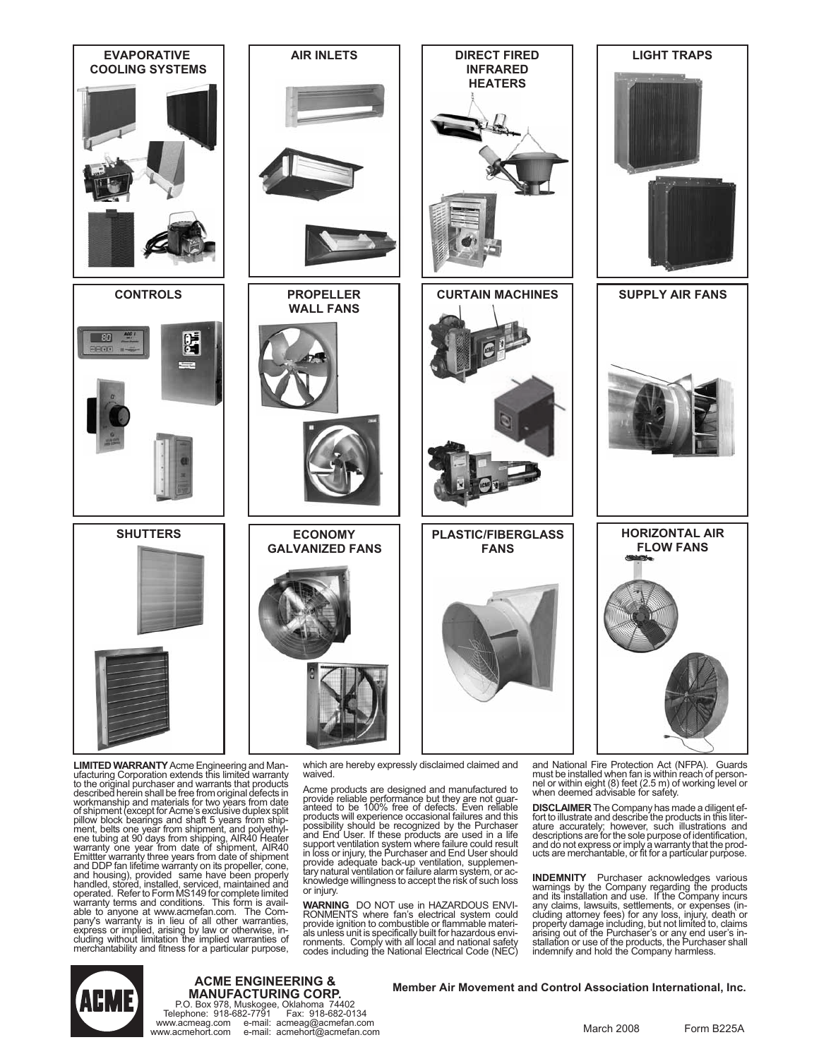**EVAPORATIVE COOLING SYSTEMS**

**AIR INLETS**

**DIRECT FIRED INFRARED HEATERS**

**LIGHT TRAPS**

**CONTROLS**

**PROPELLER WALL FANS**

**CURTAIN MACHINES**

**SUPPLY AIR FANS**

**SHUTTERS**

**ECONOMY GALVANIZED FANS**

**PLASTIC/FIBERGLASS FANS**

**HORIZONTAL AIR FLOW FANS**

**LIMITED WARRANTY** Acme Engineering and Manufacturing Corporation extends this limited warranty to the original purchaser and warrants that products described herein shall be free from original defects in workmanship and materials for two years from date of shipment (except for Acme's exclusive duplex split pillow block bearings and shaft 5 years from shipment, belts one year from shipment, and polyethylene tubing at 90 days from shipping, AIR40 Heater warranty one year from date of shipment, AIR40 Emittter warranty three years from date of shipment and DDP fan lifetime warranty on its propeller, cone, and housing), provided same have been properly handled, stored, installed, serviced, maintained and operated. Refer to Form MS149 for complete limited warranty terms and conditions. This form is available to anyone at www.acmefan.com. The Company's warranty is in lieu of all other warranties, express or implied, arising by law or otherwise, including without limitation the implied warranties of merchantability and fitness for a particular purpose, which are hereby expressly disclaimed claimed and waived.

Acme products are designed and manufactured to provide reliable performance but they are not guaranteed to be 100% free of defects. Even reliable products will experience occasional failures and this possibility should be recognized by the Purchaser and End User. If these products are used in a life support ventilation system where failure could result in loss or injury, the Purchaser and End User should provide adequate back-up ventilation, supplementary natural ventilation or failure alarm system, or acknowledge willingness to accept the risk of such loss or injury.

**WARNING** DO NOT use in HAZARDOUS ENVIRONMENTS where fan's electrical system could provide ignition to combustible or flammable materials unless unit is specifically built for hazardous environments. Comply with all local and national safety codes including the National Electrical Code (NEC) and National Fire Protection Act (NFPA). Guards must be installed when fan is within reach of personnel or within eight (8) feet (2.5 m) of working level or when deemed advisable for safety.

**DISCLAIMER** The Company has made a diligent effort to illustrate and describe the products in this literature accurately; however, such illustrations and descriptions are for the sole purpose of identification, and do not express or imply a warranty that the products are merchantable, or fit for a particular purpose.

**INDEMNITY** Purchaser acknowledges various warnings by the Company regarding the products and its installation and use. If the Company incurs any claims, lawsuits, settlements, or expenses (including attorney fees) for any loss, injury, death or property damage including, but not limited to, claims arising out of the Purchaser's or any end user's installation or use of the products, the Purchaser shall indemnify and hold the Company harmless.

ACME

**ACME ENGINEERING & MANUFACTURING CORP.**
P.O. Box 978, Muskogee, Oklahoma 74402
Telephone: 918-682-7791 Fax: 918-682-0134
www.acmeag.com e-mail: acmeag@acmefan.com
www.acmehort.com e-mail: acmehort@acmefan.com

**Member Air Movement and Control Association International, Inc.**

March 2008 Form B225A